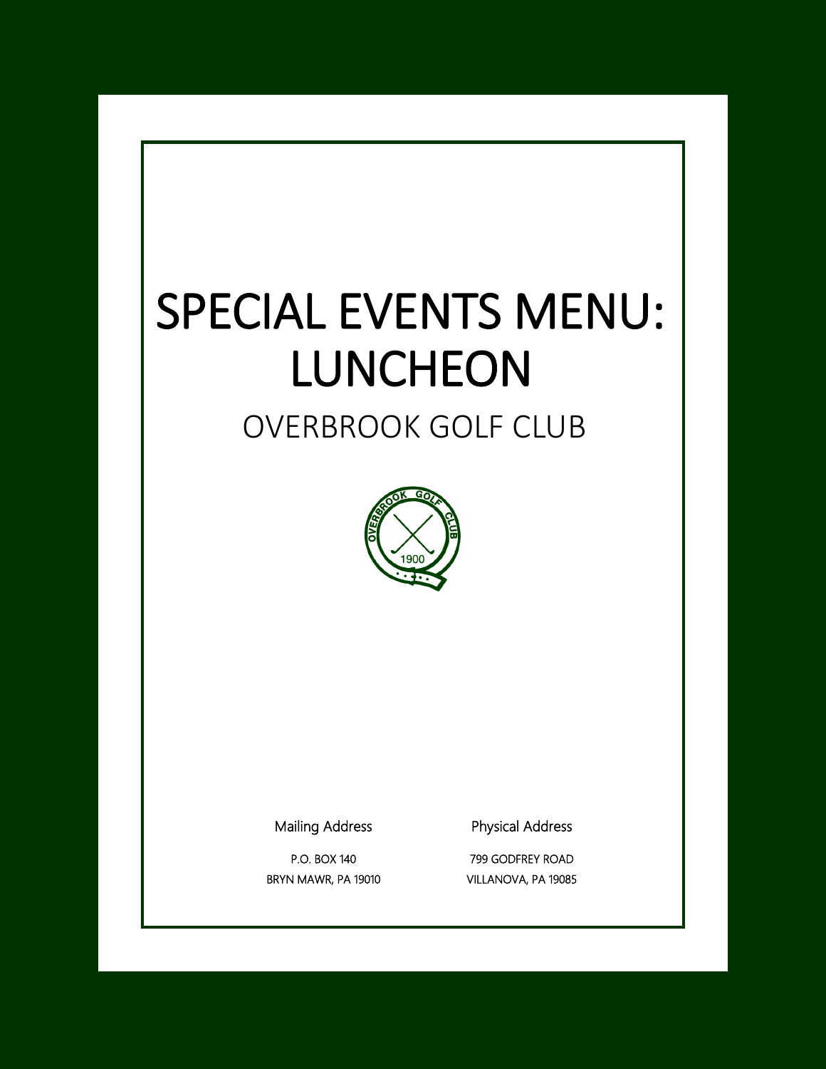# SPECIAL EVENTS MENU: LUNCHEON

## OVERBROOK GOLF CLUB

Mailing Address

P.O. BOX 140
BRYN MAWR, PA 19010

Physical Address

799 GODFREY ROAD
VILLANOVA, PA 19085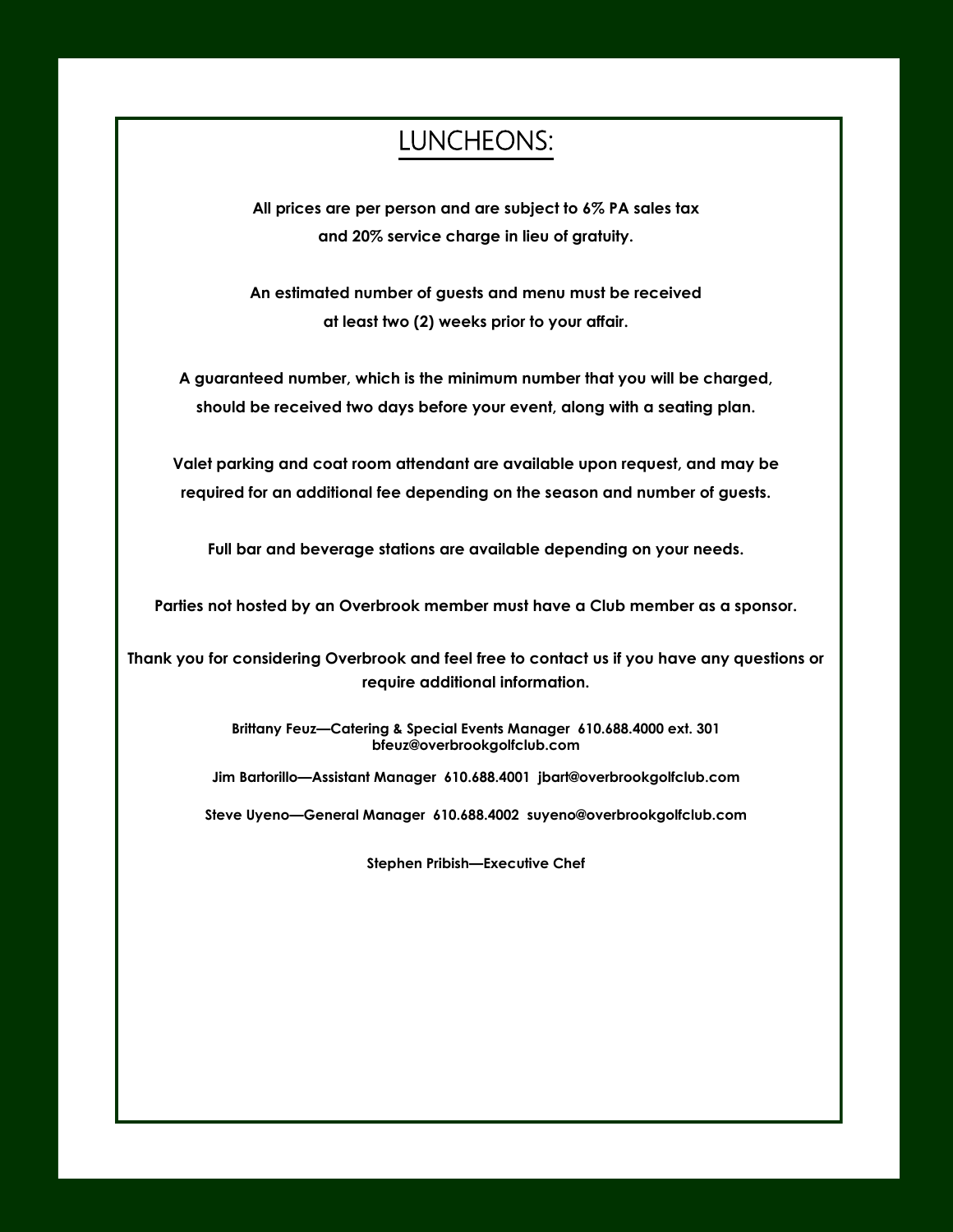# LUNCHEONS:

**All prices are per person and are subject to 6% PA sales tax and 20% service charge in lieu of gratuity.**

**An estimated number of guests and menu must be received at least two (2) weeks prior to your affair.**

**A guaranteed number, which is the minimum number that you will be charged, should be received two days before your event, along with a seating plan.**

**Valet parking and coat room attendant are available upon request, and may be required for an additional fee depending on the season and number of guests.**

**Full bar and beverage stations are available depending on your needs.**

**Parties not hosted by an Overbrook member must have a Club member as a sponsor.**

**Thank you for considering Overbrook and feel free to contact us if you have any questions or require additional information.**

**Brittany Feuz—Catering & Special Events Manager 610.688.4000 ext. 301 bfeuz@overbrookgolfclub.com**

**Jim Bartorillo—Assistant Manager 610.688.4001 jbart@overbrookgolfclub.com**

**Steve Uyeno—General Manager 610.688.4002 suyeno@overbrookgolfclub.com**

**Stephen Pribish—Executive Chef**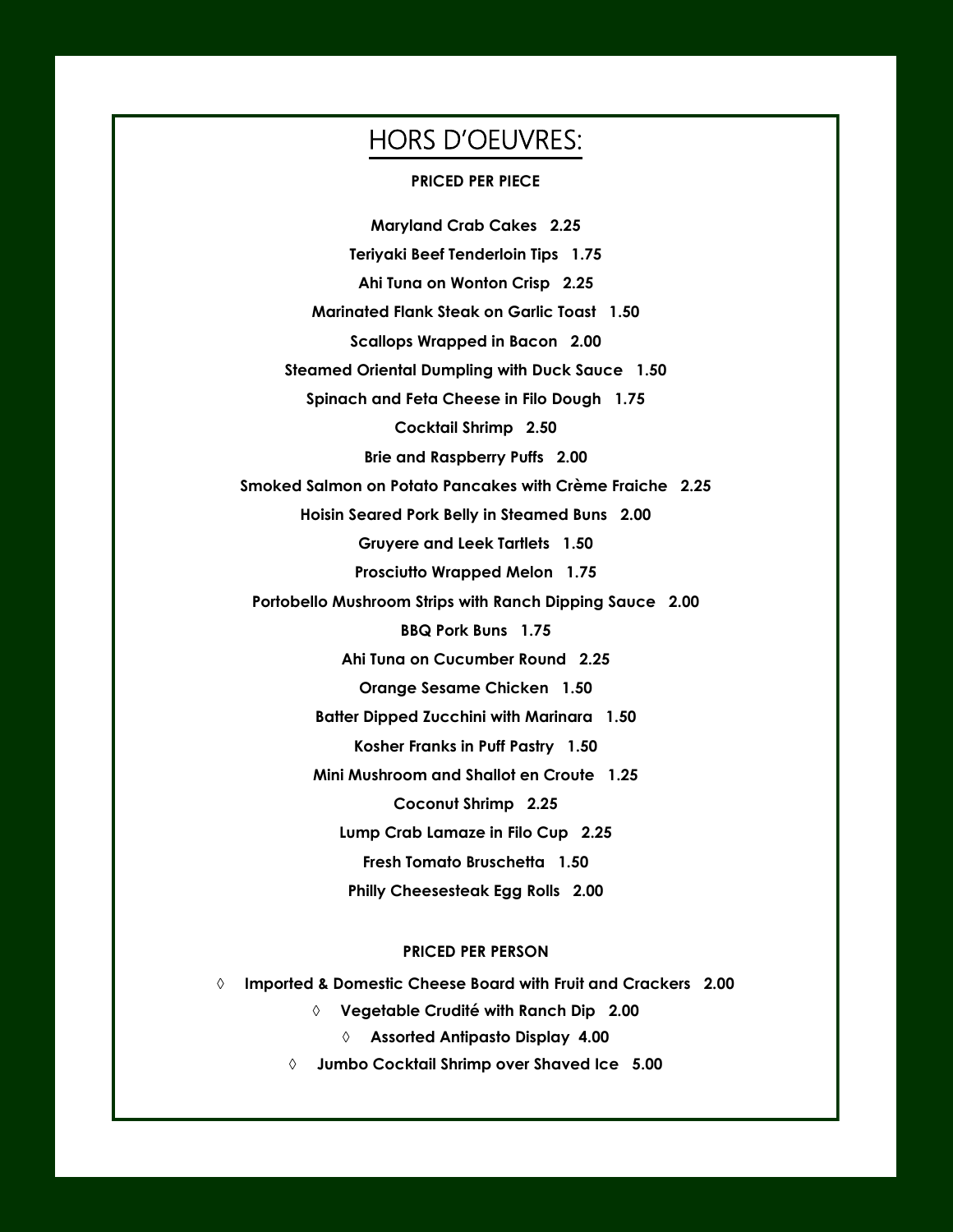# HORS D'OEUVRES:

**PRICED PER PIECE**

**Maryland Crab Cakes 2.25**

**Teriyaki Beef Tenderloin Tips 1.75**

**Ahi Tuna on Wonton Crisp 2.25**

**Marinated Flank Steak on Garlic Toast 1.50**

**Scallops Wrapped in Bacon 2.00**

**Steamed Oriental Dumpling with Duck Sauce 1.50**

**Spinach and Feta Cheese in Filo Dough 1.75**

**Cocktail Shrimp 2.50**

**Brie and Raspberry Puffs 2.00**

**Smoked Salmon on Potato Pancakes with Crème Fraiche 2.25**

**Hoisin Seared Pork Belly in Steamed Buns 2.00**

**Gruyere and Leek Tartlets 1.50**

**Prosciutto Wrapped Melon 1.75**

**Portobello Mushroom Strips with Ranch Dipping Sauce 2.00**

**BBQ Pork Buns 1.75**

**Ahi Tuna on Cucumber Round 2.25**

**Orange Sesame Chicken 1.50**

**Batter Dipped Zucchini with Marinara 1.50**

**Kosher Franks in Puff Pastry 1.50**

**Mini Mushroom and Shallot en Croute 1.25**

**Coconut Shrimp 2.25**

**Lump Crab Lamaze in Filo Cup 2.25**

**Fresh Tomato Bruschetta 1.50**

**Philly Cheesesteak Egg Rolls 2.00**

**PRICED PER PERSON**

- **Imported & Domestic Cheese Board with Fruit and Crackers 2.00**
- **Vegetable Crudité with Ranch Dip 2.00**
- **Assorted Antipasto Display 4.00**
- **Jumbo Cocktail Shrimp over Shaved Ice 5.00**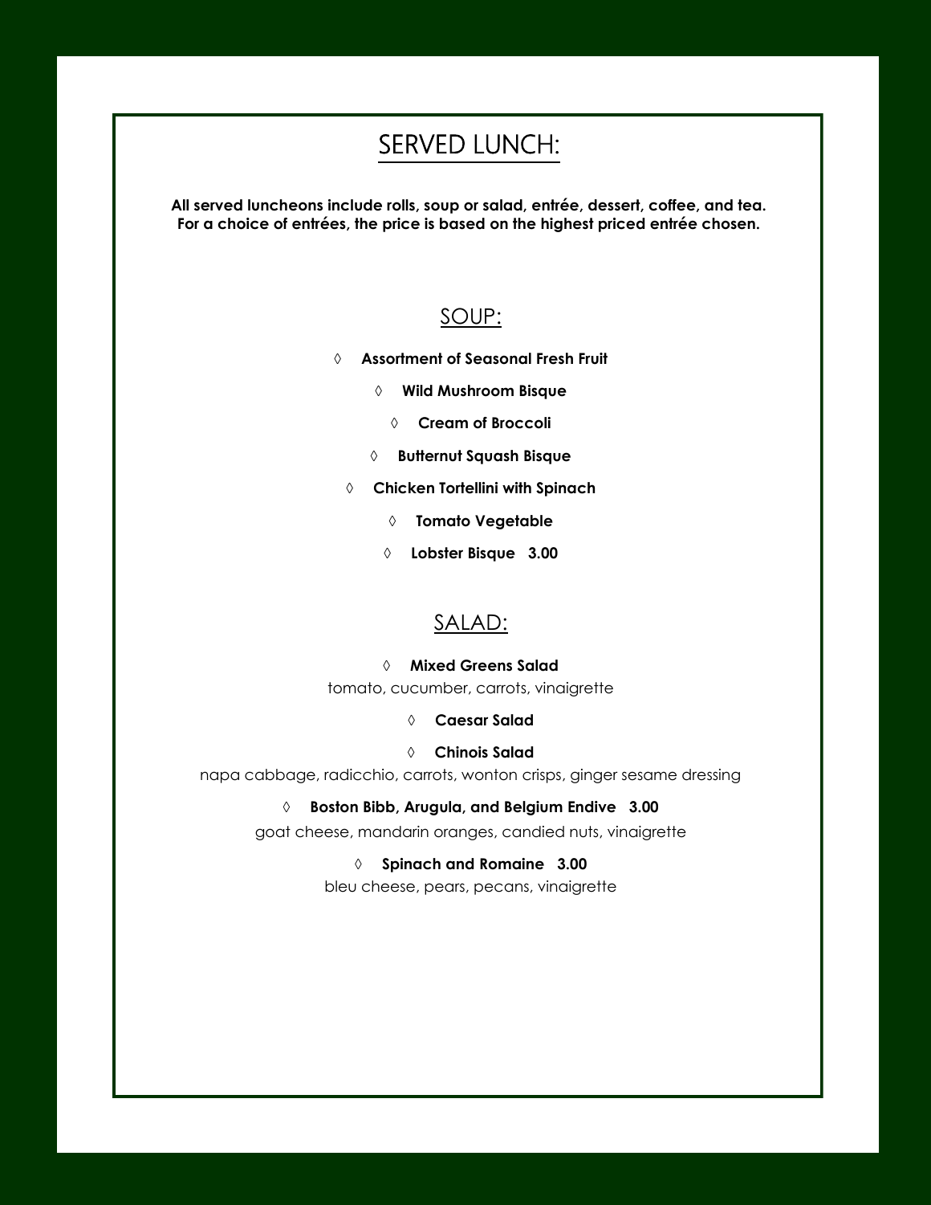# SERVED LUNCH:

**All served luncheons include rolls, soup or salad, entrée, dessert, coffee, and tea. For a choice of entrées, the price is based on the highest priced entrée chosen.**

## SOUP:

- **Assortment of Seasonal Fresh Fruit**
- **Wild Mushroom Bisque**
- **Cream of Broccoli**
- **Butternut Squash Bisque**
- **Chicken Tortellini with Spinach**
- **Tomato Vegetable**
- **Lobster Bisque 3.00**

## SALAD:

- **Mixed Greens Salad**
  tomato, cucumber, carrots, vinaigrette
- **Caesar Salad**
- **Chinois Salad**
  napa cabbage, radicchio, carrots, wonton crisps, ginger sesame dressing
- **Boston Bibb, Arugula, and Belgium Endive 3.00**
  goat cheese, mandarin oranges, candied nuts, vinaigrette
- **Spinach and Romaine 3.00**
  bleu cheese, pears, pecans, vinaigrette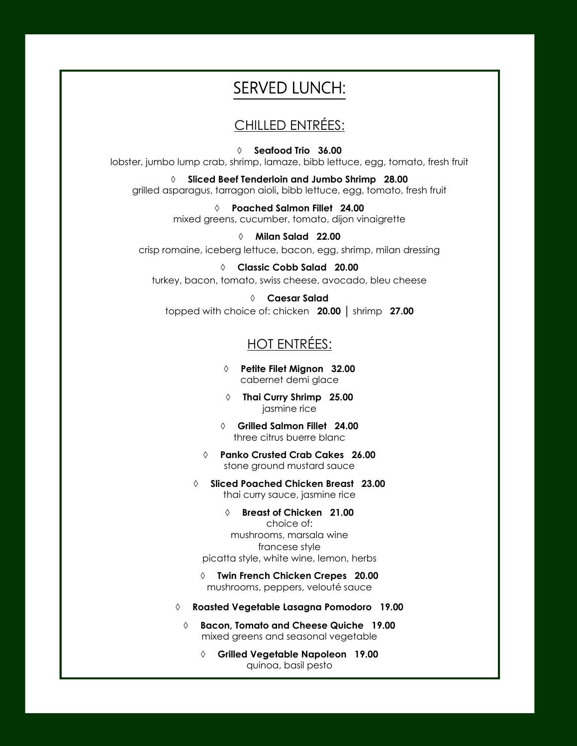# SERVED LUNCH:

## CHILLED ENTRÉES:

◊ **Seafood Trio 36.00**
lobster, jumbo lump crab, shrimp, lamaze, bibb lettuce, egg, tomato, fresh fruit

◊ **Sliced Beef Tenderloin and Jumbo Shrimp 28.00**
grilled asparagus, tarragon aioli, bibb lettuce, egg, tomato, fresh fruit

◊ **Poached Salmon Fillet 24.00**
mixed greens, cucumber, tomato, dijon vinaigrette

◊ **Milan Salad 22.00**
crisp romaine, iceberg lettuce, bacon, egg, shrimp, milan dressing

◊ **Classic Cobb Salad 20.00**
turkey, bacon, tomato, swiss cheese, avocado, bleu cheese

◊ **Caesar Salad**
topped with choice of: chicken **20.00** | shrimp **27.00**

## HOT ENTRÉES:

◊ **Petite Filet Mignon 32.00**
cabernet demi glace

◊ **Thai Curry Shrimp 25.00**
jasmine rice

◊ **Grilled Salmon Fillet 24.00**
three citrus buerre blanc

◊ **Panko Crusted Crab Cakes 26.00**
stone ground mustard sauce

◊ **Sliced Poached Chicken Breast 23.00**
thai curry sauce, jasmine rice

◊ **Breast of Chicken 21.00**
choice of:
mushrooms, marsala wine
francese style
picatta style, white wine, lemon, herbs

◊ **Twin French Chicken Crepes 20.00**
mushrooms, peppers, velouté sauce

◊ **Roasted Vegetable Lasagna Pomodoro 19.00**

◊ **Bacon, Tomato and Cheese Quiche 19.00**
mixed greens and seasonal vegetable

◊ **Grilled Vegetable Napoleon 19.00**
quinoa, basil pesto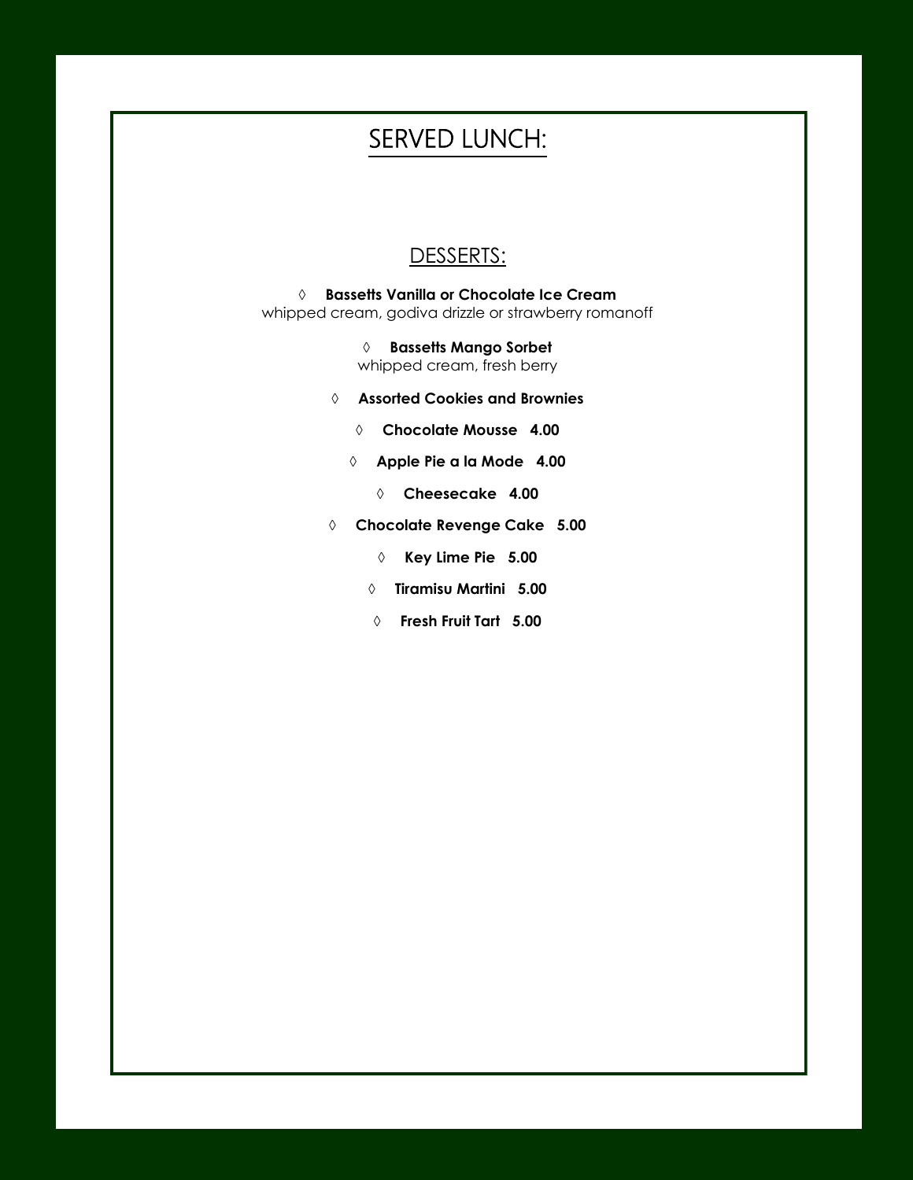# SERVED LUNCH:

## DESSERTS:

◊ **Bassetts Vanilla or Chocolate Ice Cream**
whipped cream, godiva drizzle or strawberry romanoff

◊ **Bassetts Mango Sorbet**
whipped cream, fresh berry

◊ **Assorted Cookies and Brownies**

◊ **Chocolate Mousse 4.00**

◊ **Apple Pie a la Mode 4.00**

◊ **Cheesecake 4.00**

◊ **Chocolate Revenge Cake 5.00**

◊ **Key Lime Pie 5.00**

◊ **Tiramisu Martini 5.00**

◊ **Fresh Fruit Tart 5.00**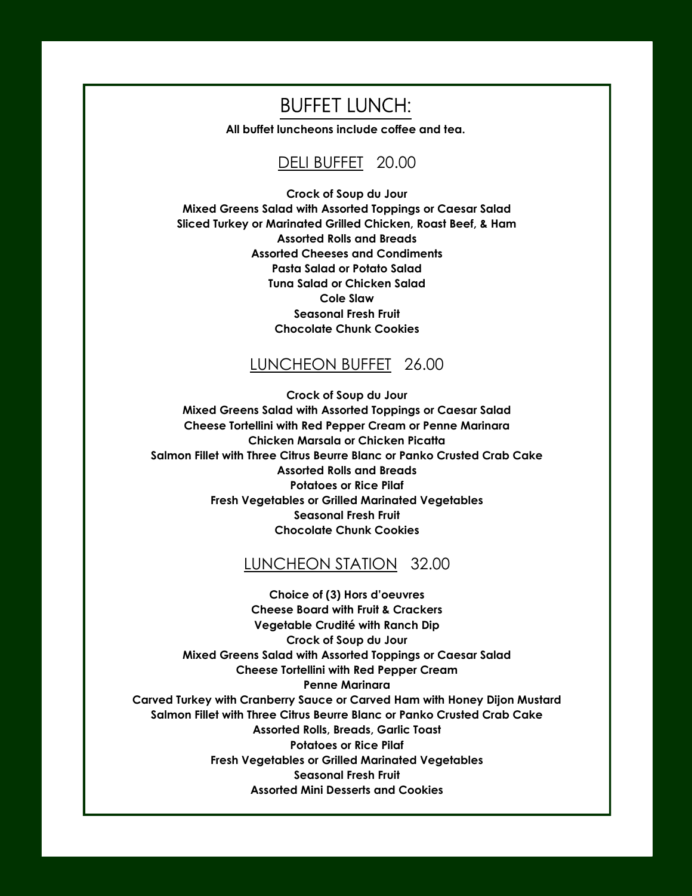# BUFFET LUNCH:

**All buffet luncheons include coffee and tea.**

## DELI BUFFET 20.00

**Crock of Soup du Jour**
**Mixed Greens Salad with Assorted Toppings or Caesar Salad**
**Sliced Turkey or Marinated Grilled Chicken, Roast Beef, & Ham**
**Assorted Rolls and Breads**
**Assorted Cheeses and Condiments**
**Pasta Salad or Potato Salad**
**Tuna Salad or Chicken Salad**
**Cole Slaw**
**Seasonal Fresh Fruit**
**Chocolate Chunk Cookies**

## LUNCHEON BUFFET 26.00

**Crock of Soup du Jour**
**Mixed Greens Salad with Assorted Toppings or Caesar Salad**
**Cheese Tortellini with Red Pepper Cream or Penne Marinara**
**Chicken Marsala or Chicken Picatta**
**Salmon Fillet with Three Citrus Beurre Blanc or Panko Crusted Crab Cake**
**Assorted Rolls and Breads**
**Potatoes or Rice Pilaf**
**Fresh Vegetables or Grilled Marinated Vegetables**
**Seasonal Fresh Fruit**
**Chocolate Chunk Cookies**

## LUNCHEON STATION 32.00

**Choice of (3) Hors d'oeuvres**
**Cheese Board with Fruit & Crackers**
**Vegetable Crudité with Ranch Dip**
**Crock of Soup du Jour**
**Mixed Greens Salad with Assorted Toppings or Caesar Salad**
**Cheese Tortellini with Red Pepper Cream**
**Penne Marinara**
**Carved Turkey with Cranberry Sauce or Carved Ham with Honey Dijon Mustard**
**Salmon Fillet with Three Citrus Beurre Blanc or Panko Crusted Crab Cake**
**Assorted Rolls, Breads, Garlic Toast**
**Potatoes or Rice Pilaf**
**Fresh Vegetables or Grilled Marinated Vegetables**
**Seasonal Fresh Fruit**
**Assorted Mini Desserts and Cookies**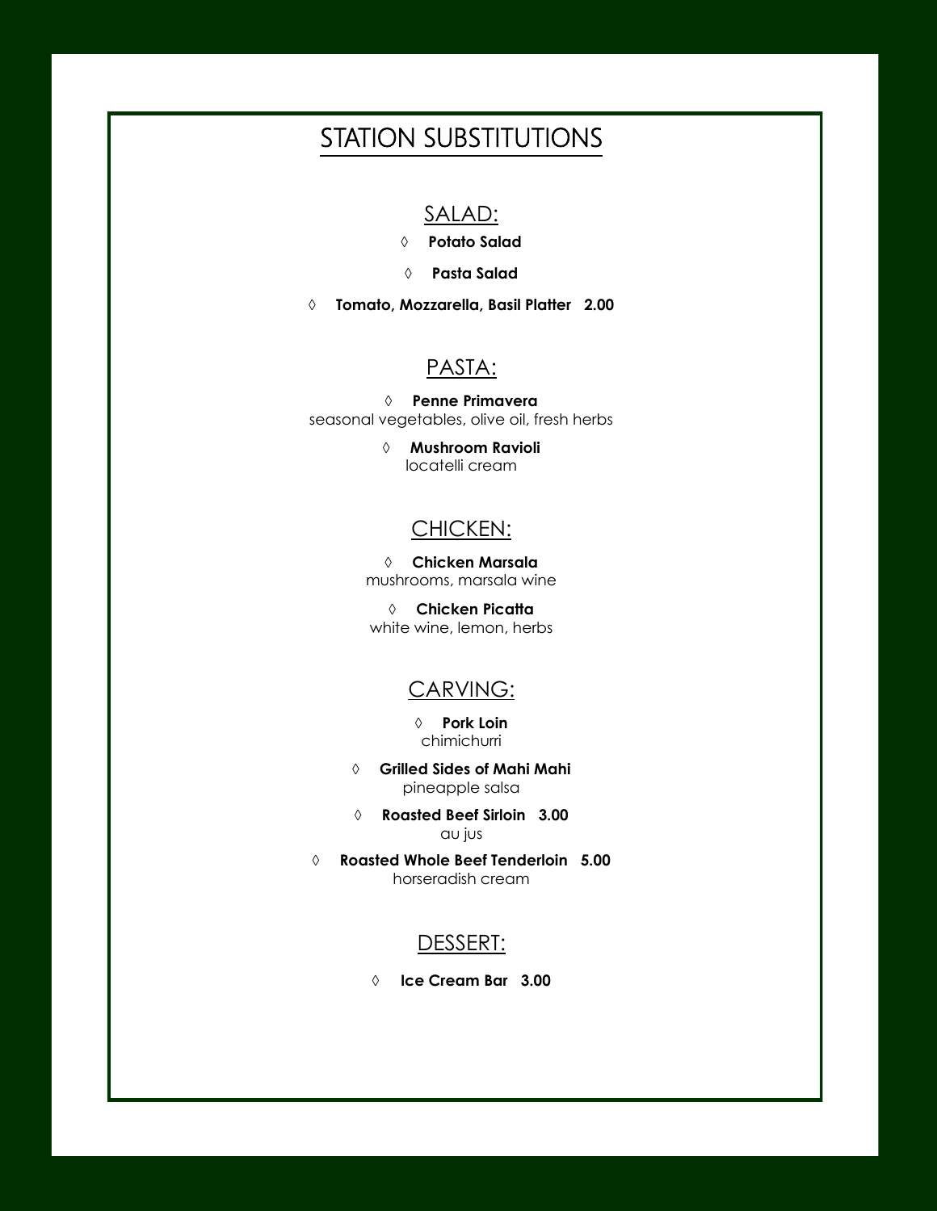# STATION SUBSTITUTIONS

## SALAD:

◊ **Potato Salad**

◊ **Pasta Salad**

◊ **Tomato, Mozzarella, Basil Platter 2.00**

## PASTA:

◊ **Penne Primavera**
seasonal vegetables, olive oil, fresh herbs

◊ **Mushroom Ravioli**
locatelli cream

## CHICKEN:

◊ **Chicken Marsala**
mushrooms, marsala wine

◊ **Chicken Picatta**
white wine, lemon, herbs

## CARVING:

◊ **Pork Loin**
chimichurri

◊ **Grilled Sides of Mahi Mahi**
pineapple salsa

◊ **Roasted Beef Sirloin 3.00**
au jus

◊ **Roasted Whole Beef Tenderloin 5.00**
horseradish cream

## DESSERT:

◊ **Ice Cream Bar 3.00**